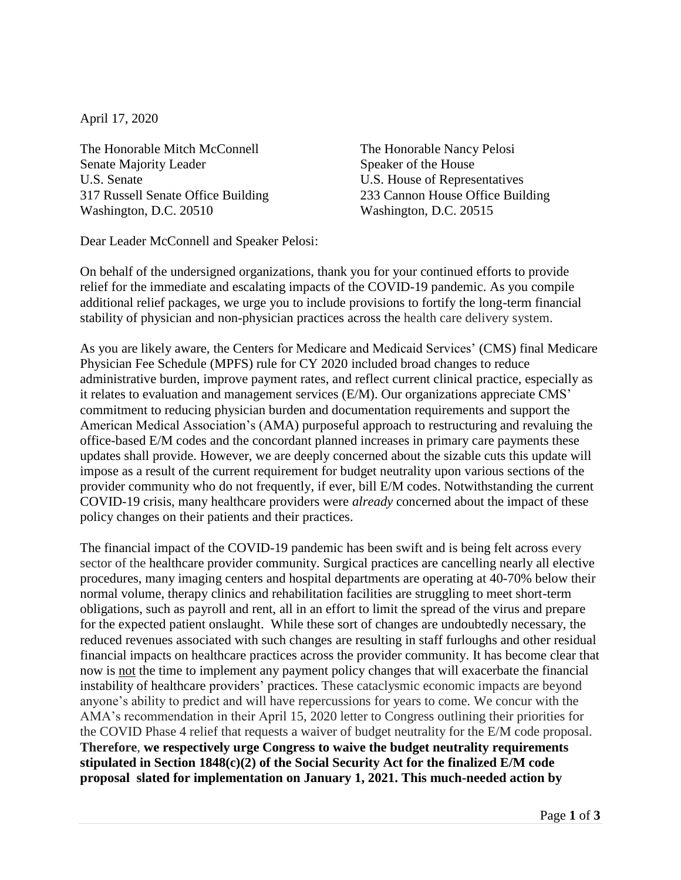April 17, 2020

The Honorable Mitch McConnell
Senate Majority Leader
U.S. Senate
317 Russell Senate Office Building
Washington, D.C. 20510

The Honorable Nancy Pelosi
Speaker of the House
U.S. House of Representatives
233 Cannon House Office Building
Washington, D.C. 20515

Dear Leader McConnell and Speaker Pelosi:

On behalf of the undersigned organizations, thank you for your continued efforts to provide relief for the immediate and escalating impacts of the COVID-19 pandemic. As you compile additional relief packages, we urge you to include provisions to fortify the long-term financial stability of physician and non-physician practices across the health care delivery system.

As you are likely aware, the Centers for Medicare and Medicaid Services' (CMS) final Medicare Physician Fee Schedule (MPFS) rule for CY 2020 included broad changes to reduce administrative burden, improve payment rates, and reflect current clinical practice, especially as it relates to evaluation and management services (E/M). Our organizations appreciate CMS' commitment to reducing physician burden and documentation requirements and support the American Medical Association's (AMA) purposeful approach to restructuring and revaluing the office-based E/M codes and the concordant planned increases in primary care payments these updates shall provide. However, we are deeply concerned about the sizable cuts this update will impose as a result of the current requirement for budget neutrality upon various sections of the provider community who do not frequently, if ever, bill E/M codes. Notwithstanding the current COVID-19 crisis, many healthcare providers were *already* concerned about the impact of these policy changes on their patients and their practices.

The financial impact of the COVID-19 pandemic has been swift and is being felt across every sector of the healthcare provider community. Surgical practices are cancelling nearly all elective procedures, many imaging centers and hospital departments are operating at 40-70% below their normal volume, therapy clinics and rehabilitation facilities are struggling to meet short-term obligations, such as payroll and rent, all in an effort to limit the spread of the virus and prepare for the expected patient onslaught. While these sort of changes are undoubtedly necessary, the reduced revenues associated with such changes are resulting in staff furloughs and other residual financial impacts on healthcare practices across the provider community. It has become clear that now is <u>not</u> the time to implement any payment policy changes that will exacerbate the financial instability of healthcare providers' practices. These cataclysmic economic impacts are beyond anyone's ability to predict and will have repercussions for years to come. We concur with the AMA's recommendation in their April 15, 2020 letter to Congress outlining their priorities for the COVID Phase 4 relief that requests a waiver of budget neutrality for the E/M code proposal. **Therefore**, **we respectively urge Congress to waive the budget neutrality requirements stipulated in Section 1848(c)(2) of the Social Security Act for the finalized E/M code proposal slated for implementation on January 1, 2021. This much-needed action by**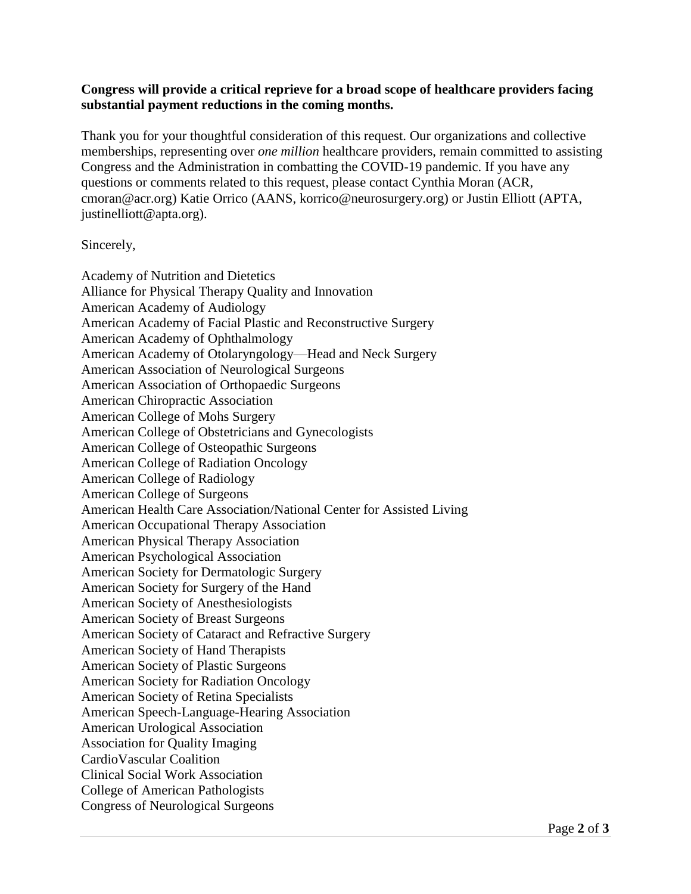**Congress will provide a critical reprieve for a broad scope of healthcare providers facing substantial payment reductions in the coming months.**

Thank you for your thoughtful consideration of this request. Our organizations and collective memberships, representing over *one million* healthcare providers, remain committed to assisting Congress and the Administration in combatting the COVID-19 pandemic. If you have any questions or comments related to this request, please contact Cynthia Moran (ACR, cmoran@acr.org) Katie Orrico (AANS, korrico@neurosurgery.org) or Justin Elliott (APTA, justinelliott@apta.org).

Sincerely,

Academy of Nutrition and Dietetics
Alliance for Physical Therapy Quality and Innovation
American Academy of Audiology
American Academy of Facial Plastic and Reconstructive Surgery
American Academy of Ophthalmology
American Academy of Otolaryngology—Head and Neck Surgery
American Association of Neurological Surgeons
American Association of Orthopaedic Surgeons
American Chiropractic Association
American College of Mohs Surgery
American College of Obstetricians and Gynecologists
American College of Osteopathic Surgeons
American College of Radiation Oncology
American College of Radiology
American College of Surgeons
American Health Care Association/National Center for Assisted Living
American Occupational Therapy Association
American Physical Therapy Association
American Psychological Association
American Society for Dermatologic Surgery
American Society for Surgery of the Hand
American Society of Anesthesiologists
American Society of Breast Surgeons
American Society of Cataract and Refractive Surgery
American Society of Hand Therapists
American Society of Plastic Surgeons
American Society for Radiation Oncology
American Society of Retina Specialists
American Speech-Language-Hearing Association
American Urological Association
Association for Quality Imaging
CardioVascular Coalition
Clinical Social Work Association
College of American Pathologists
Congress of Neurological Surgeons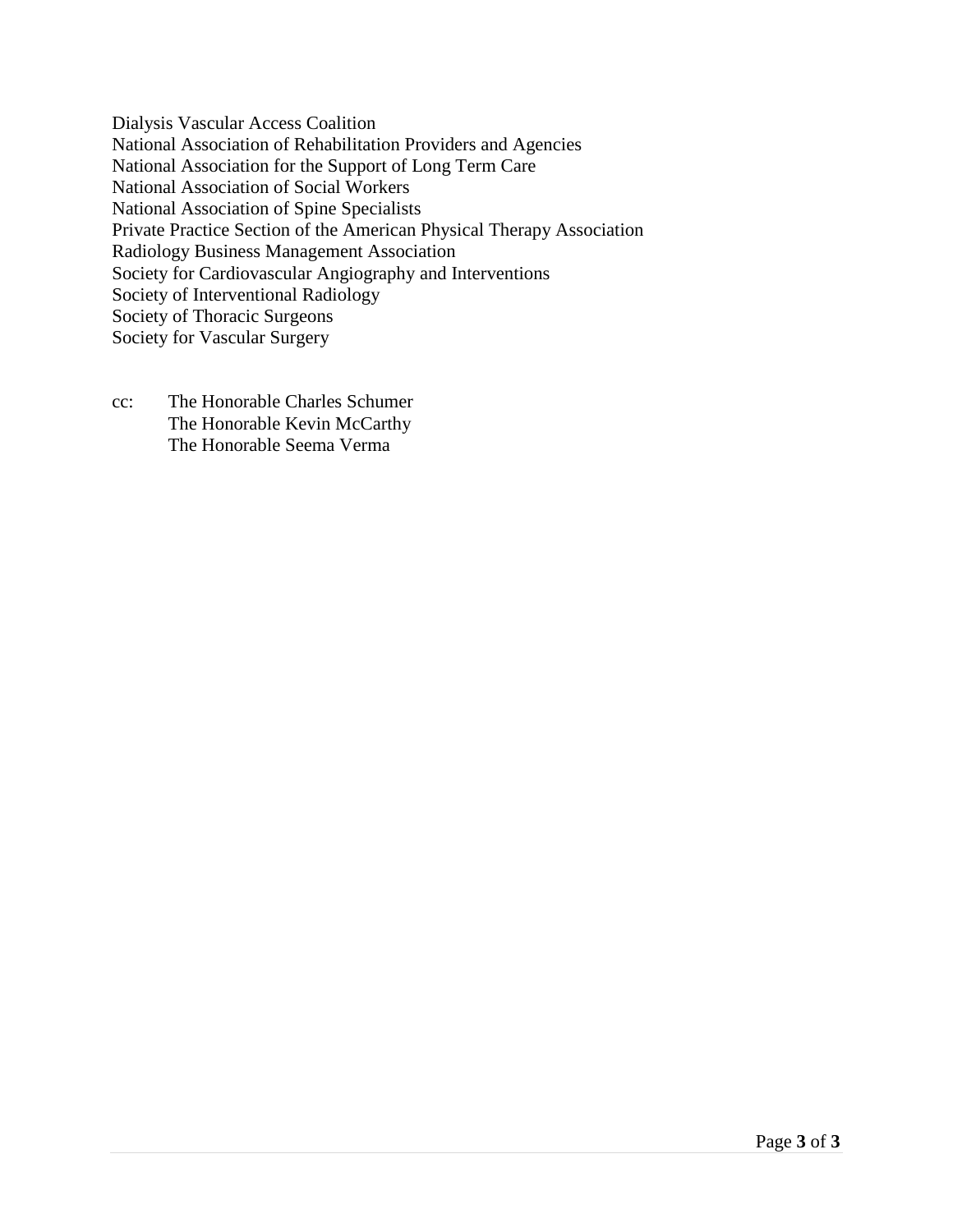Dialysis Vascular Access Coalition
National Association of Rehabilitation Providers and Agencies
National Association for the Support of Long Term Care
National Association of Social Workers
National Association of Spine Specialists
Private Practice Section of the American Physical Therapy Association
Radiology Business Management Association
Society for Cardiovascular Angiography and Interventions
Society of Interventional Radiology
Society of Thoracic Surgeons
Society for Vascular Surgery

cc: The Honorable Charles Schumer
The Honorable Kevin McCarthy
The Honorable Seema Verma